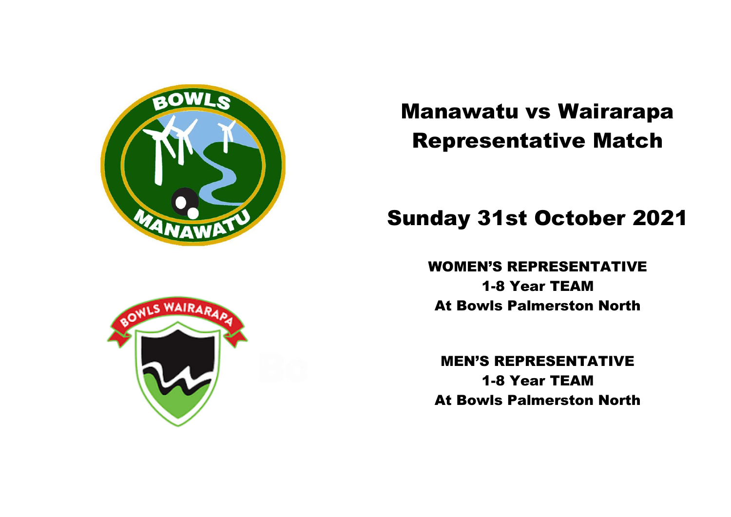# Manawatu vs Wairarapa Representative Match

## Sunday 31st October 2021

**WOMEN'S REPRESENTATIVE**
**1-8 Year TEAM**
**At Bowls Palmerston North**

**MEN'S REPRESENTATIVE**
**1-8 Year TEAM**
**At Bowls Palmerston North**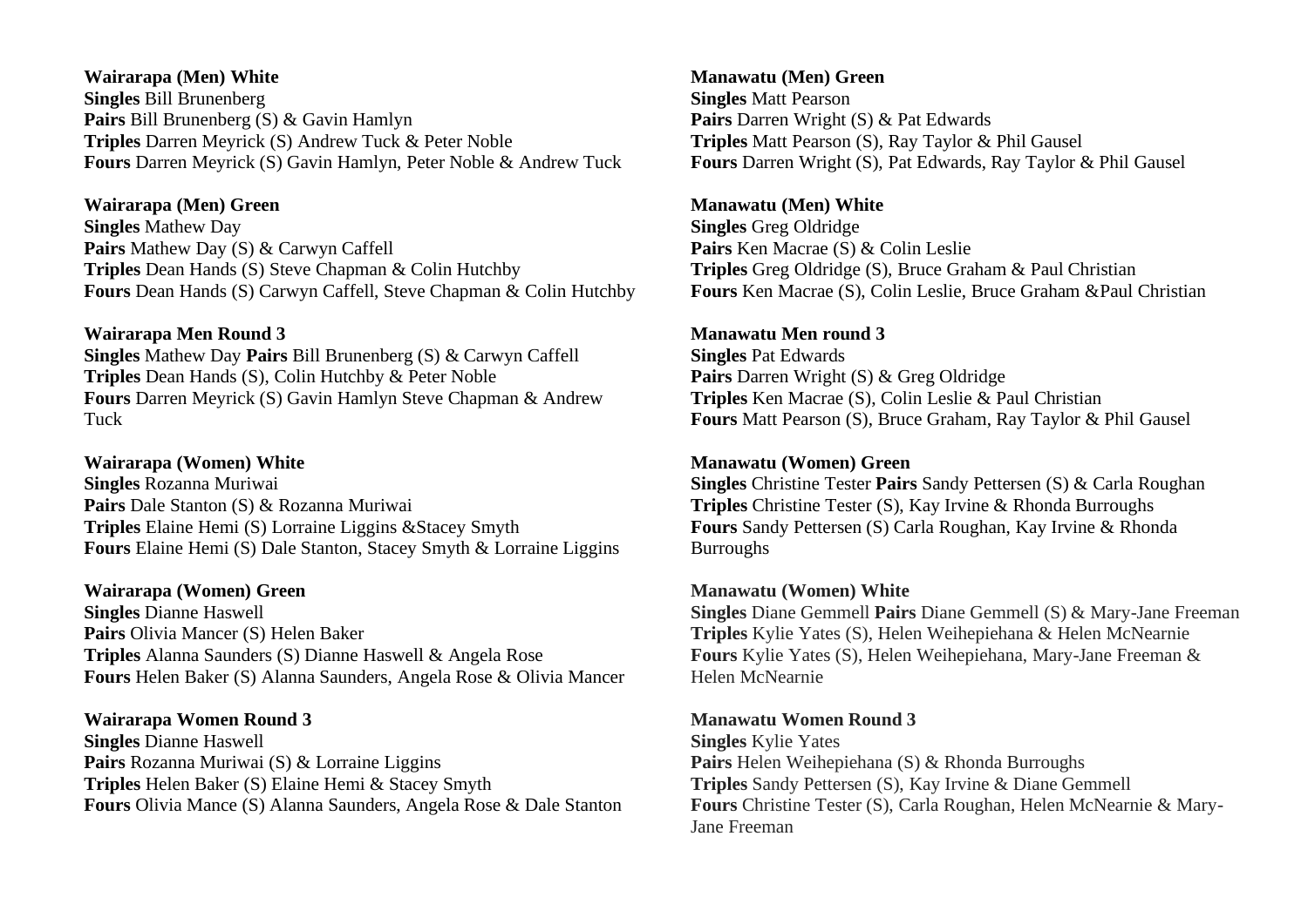**Wairarapa (Men) White**
**Singles** Bill Brunenberg
**Pairs** Bill Brunenberg (S) & Gavin Hamlyn
**Triples** Darren Meyrick (S) Andrew Tuck & Peter Noble
**Fours** Darren Meyrick (S) Gavin Hamlyn, Peter Noble & Andrew Tuck

**Wairarapa (Men) Green**
**Singles** Mathew Day
**Pairs** Mathew Day (S) & Carwyn Caffell
**Triples** Dean Hands (S) Steve Chapman & Colin Hutchby
**Fours** Dean Hands (S) Carwyn Caffell, Steve Chapman & Colin Hutchby

**Wairarapa Men Round 3**
**Singles** Mathew Day **Pairs** Bill Brunenberg (S) & Carwyn Caffell
**Triples** Dean Hands (S), Colin Hutchby & Peter Noble
**Fours** Darren Meyrick (S) Gavin Hamlyn Steve Chapman & Andrew Tuck

**Wairarapa (Women) White**
**Singles** Rozanna Muriwai
**Pairs** Dale Stanton (S) & Rozanna Muriwai
**Triples** Elaine Hemi (S) Lorraine Liggins &Stacey Smyth
**Fours** Elaine Hemi (S) Dale Stanton, Stacey Smyth & Lorraine Liggins

**Wairarapa (Women) Green**
**Singles** Dianne Haswell
**Pairs** Olivia Mancer (S) Helen Baker
**Triples** Alanna Saunders (S) Dianne Haswell & Angela Rose
**Fours** Helen Baker (S) Alanna Saunders, Angela Rose & Olivia Mancer

**Wairarapa Women Round 3**
**Singles** Dianne Haswell
**Pairs** Rozanna Muriwai (S) & Lorraine Liggins
**Triples** Helen Baker (S) Elaine Hemi & Stacey Smyth
**Fours** Olivia Mance (S) Alanna Saunders, Angela Rose & Dale Stanton

**Manawatu (Men) Green**
**Singles** Matt Pearson
**Pairs** Darren Wright (S) & Pat Edwards
**Triples** Matt Pearson (S), Ray Taylor & Phil Gausel
**Fours** Darren Wright (S), Pat Edwards, Ray Taylor & Phil Gausel

**Manawatu (Men) White**
**Singles** Greg Oldridge
**Pairs** Ken Macrae (S) & Colin Leslie
**Triples** Greg Oldridge (S), Bruce Graham & Paul Christian
**Fours** Ken Macrae (S), Colin Leslie, Bruce Graham &Paul Christian

**Manawatu Men round 3**
**Singles** Pat Edwards
**Pairs** Darren Wright (S) & Greg Oldridge
**Triples** Ken Macrae (S), Colin Leslie & Paul Christian
**Fours** Matt Pearson (S), Bruce Graham, Ray Taylor & Phil Gausel

**Manawatu (Women) Green**
**Singles** Christine Tester **Pairs** Sandy Pettersen (S) & Carla Roughan
**Triples** Christine Tester (S), Kay Irvine & Rhonda Burroughs
**Fours** Sandy Pettersen (S) Carla Roughan, Kay Irvine & Rhonda Burroughs

**Manawatu (Women) White**
**Singles** Diane Gemmell **Pairs** Diane Gemmell (S) & Mary-Jane Freeman
**Triples** Kylie Yates (S), Helen Weihepiehana & Helen McNearnie
**Fours** Kylie Yates (S), Helen Weihepiehana, Mary-Jane Freeman & Helen McNearnie

**Manawatu Women Round 3**
**Singles** Kylie Yates
**Pairs** Helen Weihepiehana (S) & Rhonda Burroughs
**Triples** Sandy Pettersen (S), Kay Irvine & Diane Gemmell
**Fours** Christine Tester (S), Carla Roughan, Helen McNearnie & Mary-Jane Freeman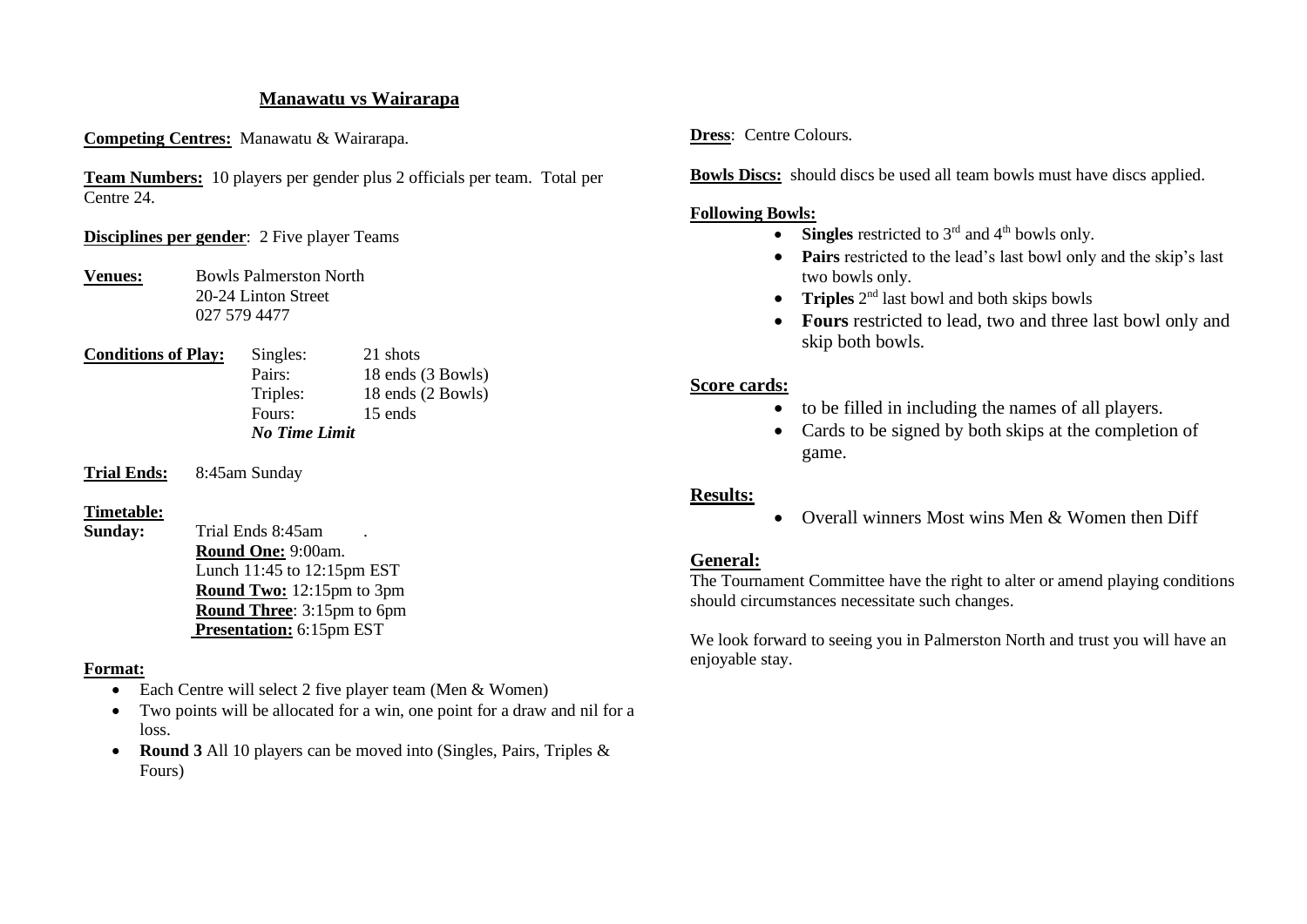# Manawatu vs Wairarapa

**Competing Centres:** Manawatu & Wairarapa.

**Team Numbers:** 10 players per gender plus 2 officials per team. Total per Centre 24.

**Disciplines per gender**: 2 Five player Teams

**Venues:** Bowls Palmerston North
20-24 Linton Street
027 579 4477

**Conditions of Play:**

| | |
|---|---|
| Singles: | 21 shots |
| Pairs: | 18 ends (3 Bowls) |
| Triples: | 18 ends (2 Bowls) |
| Fours: | 15 ends |
| ***No Time Limit*** | |

**Trial Ends:** 8:45am Sunday

**Timetable:**

**Sunday:** Trial Ends 8:45am .
**Round One:** 9:00am.
Lunch 11:45 to 12:15pm EST
**Round Two:** 12:15pm to 3pm
**Round Three**: 3:15pm to 6pm
**Presentation:** 6:15pm EST

**Format:**

- Each Centre will select 2 five player team (Men & Women)
- Two points will be allocated for a win, one point for a draw and nil for a loss.
- **Round 3** All 10 players can be moved into (Singles, Pairs, Triples & Fours)

**Dress**: Centre Colours.

**Bowls Discs:** should discs be used all team bowls must have discs applied.

**Following Bowls:**

- **Singles** restricted to 3rd and 4th bowls only.
- **Pairs** restricted to the lead's last bowl only and the skip's last two bowls only.
- **Triples** 2nd last bowl and both skips bowls
- **Fours** restricted to lead, two and three last bowl only and skip both bowls.

## Score cards:

- to be filled in including the names of all players.
- Cards to be signed by both skips at the completion of game.

## Results:

- Overall winners Most wins Men & Women then Diff

## General:

The Tournament Committee have the right to alter or amend playing conditions should circumstances necessitate such changes.

We look forward to seeing you in Palmerston North and trust you will have an enjoyable stay.